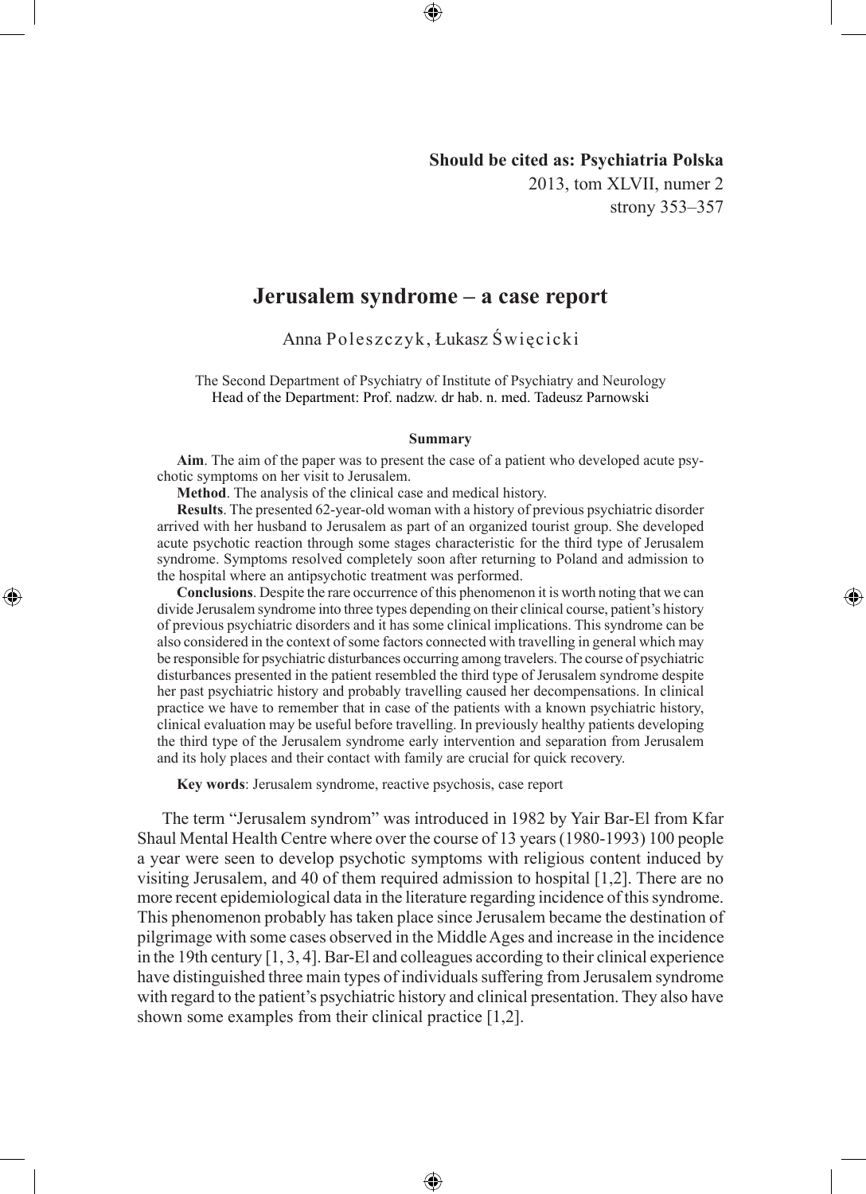Should be cited as: Psychiatria Polska
2013, tom XLVII, numer 2
strony 353–357

# Jerusalem syndrome – a case report

Anna Poleszczyk, Łukasz Święcicki

The Second Department of Psychiatry of Institute of Psychiatry and Neurology
Head of the Department: Prof. nadzw. dr hab. n. med. Tadeusz Parnowski

## Summary

**Aim**. The aim of the paper was to present the case of a patient who developed acute psychotic symptoms on her visit to Jerusalem.

**Method**. The analysis of the clinical case and medical history.

**Results**. The presented 62-year-old woman with a history of previous psychiatric disorder arrived with her husband to Jerusalem as part of an organized tourist group. She developed acute psychotic reaction through some stages characteristic for the third type of Jerusalem syndrome. Symptoms resolved completely soon after returning to Poland and admission to the hospital where an antipsychotic treatment was performed.

**Conclusions**. Despite the rare occurrence of this phenomenon it is worth noting that we can divide Jerusalem syndrome into three types depending on their clinical course, patient's history of previous psychiatric disorders and it has some clinical implications. This syndrome can be also considered in the context of some factors connected with travelling in general which may be responsible for psychiatric disturbances occurring among travelers. The course of psychiatric disturbances presented in the patient resembled the third type of Jerusalem syndrome despite her past psychiatric history and probably travelling caused her decompensations. In clinical practice we have to remember that in case of the patients with a known psychiatric history, clinical evaluation may be useful before travelling. In previously healthy patients developing the third type of the Jerusalem syndrome early intervention and separation from Jerusalem and its holy places and their contact with family are crucial for quick recovery.

**Key words**: Jerusalem syndrome, reactive psychosis, case report

The term "Jerusalem syndrom" was introduced in 1982 by Yair Bar-El from Kfar Shaul Mental Health Centre where over the course of 13 years (1980-1993) 100 people a year were seen to develop psychotic symptoms with religious content induced by visiting Jerusalem, and 40 of them required admission to hospital [1,2]. There are no more recent epidemiological data in the literature regarding incidence of this syndrome. This phenomenon probably has taken place since Jerusalem became the destination of pilgrimage with some cases observed in the Middle Ages and increase in the incidence in the 19th century [1, 3, 4]. Bar-El and colleagues according to their clinical experience have distinguished three main types of individuals suffering from Jerusalem syndrome with regard to the patient's psychiatric history and clinical presentation. They also have shown some examples from their clinical practice [1,2].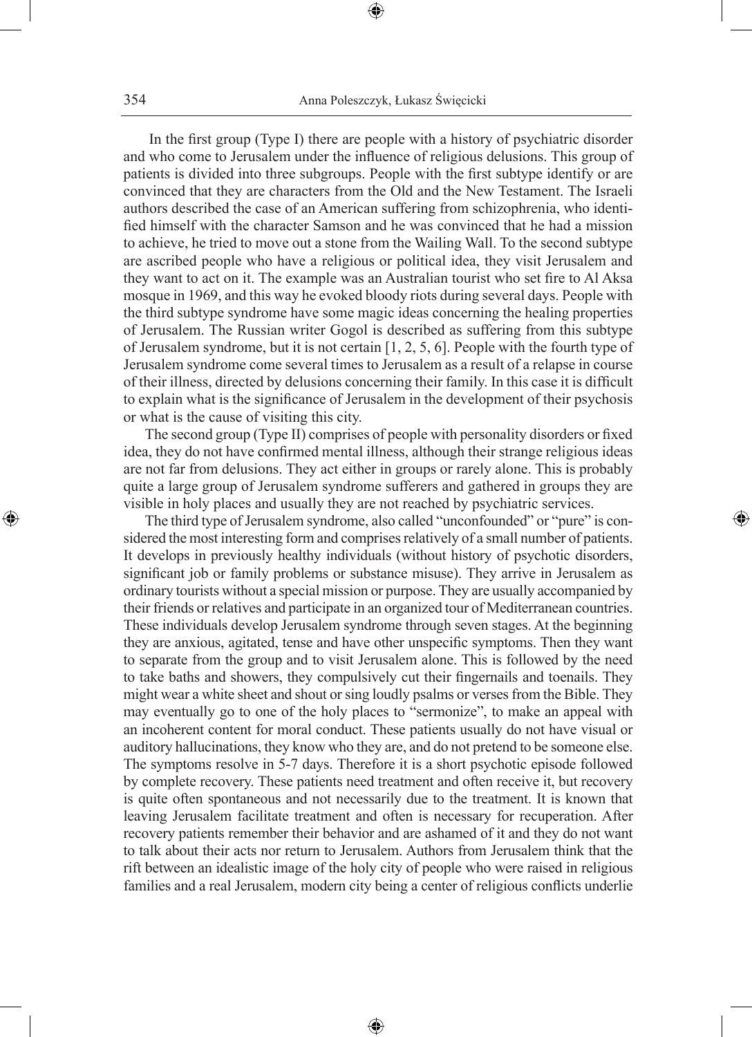In the first group (Type I) there are people with a history of psychiatric disorder and who come to Jerusalem under the influence of religious delusions. This group of patients is divided into three subgroups. People with the first subtype identify or are convinced that they are characters from the Old and the New Testament. The Israeli authors described the case of an American suffering from schizophrenia, who identified himself with the character Samson and he was convinced that he had a mission to achieve, he tried to move out a stone from the Wailing Wall. To the second subtype are ascribed people who have a religious or political idea, they visit Jerusalem and they want to act on it. The example was an Australian tourist who set fire to Al Aksa mosque in 1969, and this way he evoked bloody riots during several days. People with the third subtype syndrome have some magic ideas concerning the healing properties of Jerusalem. The Russian writer Gogol is described as suffering from this subtype of Jerusalem syndrome, but it is not certain [1, 2, 5, 6]. People with the fourth type of Jerusalem syndrome come several times to Jerusalem as a result of a relapse in course of their illness, directed by delusions concerning their family. In this case it is difficult to explain what is the significance of Jerusalem in the development of their psychosis or what is the cause of visiting this city.

The second group (Type II) comprises of people with personality disorders or fixed idea, they do not have confirmed mental illness, although their strange religious ideas are not far from delusions. They act either in groups or rarely alone. This is probably quite a large group of Jerusalem syndrome sufferers and gathered in groups they are visible in holy places and usually they are not reached by psychiatric services.

The third type of Jerusalem syndrome, also called "unconfounded" or "pure" is considered the most interesting form and comprises relatively of a small number of patients. It develops in previously healthy individuals (without history of psychotic disorders, significant job or family problems or substance misuse). They arrive in Jerusalem as ordinary tourists without a special mission or purpose. They are usually accompanied by their friends or relatives and participate in an organized tour of Mediterranean countries. These individuals develop Jerusalem syndrome through seven stages. At the beginning they are anxious, agitated, tense and have other unspecific symptoms. Then they want to separate from the group and to visit Jerusalem alone. This is followed by the need to take baths and showers, they compulsively cut their fingernails and toenails. They might wear a white sheet and shout or sing loudly psalms or verses from the Bible. They may eventually go to one of the holy places to "sermonize", to make an appeal with an incoherent content for moral conduct. These patients usually do not have visual or auditory hallucinations, they know who they are, and do not pretend to be someone else. The symptoms resolve in 5-7 days. Therefore it is a short psychotic episode followed by complete recovery. These patients need treatment and often receive it, but recovery is quite often spontaneous and not necessarily due to the treatment. It is known that leaving Jerusalem facilitate treatment and often is necessary for recuperation. After recovery patients remember their behavior and are ashamed of it and they do not want to talk about their acts nor return to Jerusalem. Authors from Jerusalem think that the rift between an idealistic image of the holy city of people who were raised in religious families and a real Jerusalem, modern city being a center of religious conflicts underlie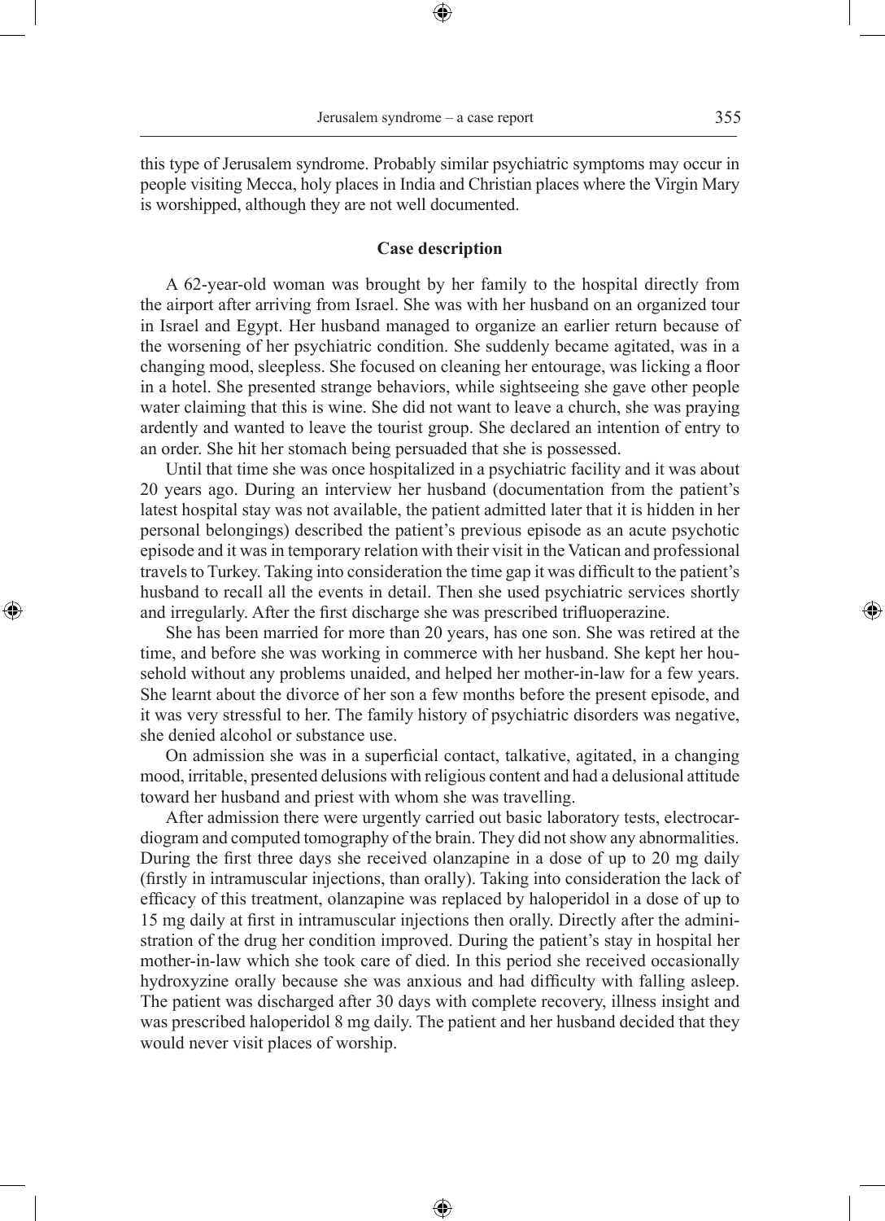this type of Jerusalem syndrome. Probably similar psychiatric symptoms may occur in people visiting Mecca, holy places in India and Christian places where the Virgin Mary is worshipped, although they are not well documented.

## Case description

A 62-year-old woman was brought by her family to the hospital directly from the airport after arriving from Israel. She was with her husband on an organized tour in Israel and Egypt. Her husband managed to organize an earlier return because of the worsening of her psychiatric condition. She suddenly became agitated, was in a changing mood, sleepless. She focused on cleaning her entourage, was licking a floor in a hotel. She presented strange behaviors, while sightseeing she gave other people water claiming that this is wine. She did not want to leave a church, she was praying ardently and wanted to leave the tourist group. She declared an intention of entry to an order. She hit her stomach being persuaded that she is possessed.

Until that time she was once hospitalized in a psychiatric facility and it was about 20 years ago. During an interview her husband (documentation from the patient's latest hospital stay was not available, the patient admitted later that it is hidden in her personal belongings) described the patient's previous episode as an acute psychotic episode and it was in temporary relation with their visit in the Vatican and professional travels to Turkey. Taking into consideration the time gap it was difficult to the patient's husband to recall all the events in detail. Then she used psychiatric services shortly and irregularly. After the first discharge she was prescribed trifluoperazine.

She has been married for more than 20 years, has one son. She was retired at the time, and before she was working in commerce with her husband. She kept her household without any problems unaided, and helped her mother-in-law for a few years. She learnt about the divorce of her son a few months before the present episode, and it was very stressful to her. The family history of psychiatric disorders was negative, she denied alcohol or substance use.

On admission she was in a superficial contact, talkative, agitated, in a changing mood, irritable, presented delusions with religious content and had a delusional attitude toward her husband and priest with whom she was travelling.

After admission there were urgently carried out basic laboratory tests, electrocardiogram and computed tomography of the brain. They did not show any abnormalities. During the first three days she received olanzapine in a dose of up to 20 mg daily (firstly in intramuscular injections, than orally). Taking into consideration the lack of efficacy of this treatment, olanzapine was replaced by haloperidol in a dose of up to 15 mg daily at first in intramuscular injections then orally. Directly after the administration of the drug her condition improved. During the patient's stay in hospital her mother-in-law which she took care of died. In this period she received occasionally hydroxyzine orally because she was anxious and had difficulty with falling asleep. The patient was discharged after 30 days with complete recovery, illness insight and was prescribed haloperidol 8 mg daily. The patient and her husband decided that they would never visit places of worship.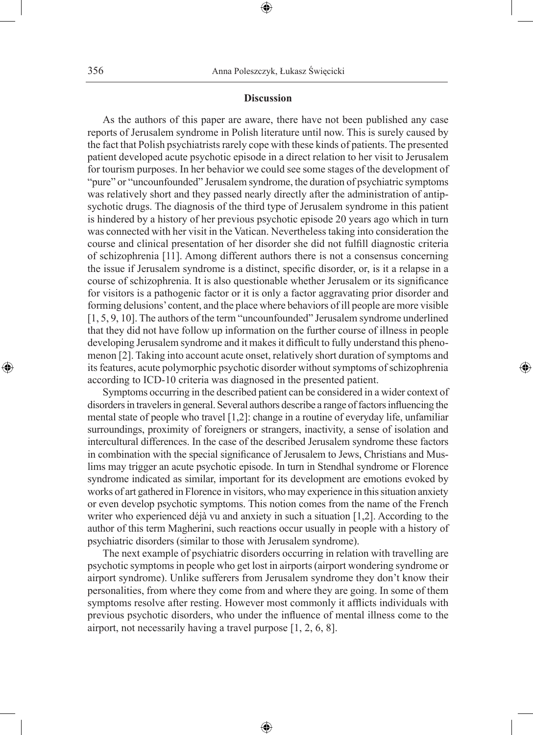## Discussion

As the authors of this paper are aware, there have not been published any case reports of Jerusalem syndrome in Polish literature until now. This is surely caused by the fact that Polish psychiatrists rarely cope with these kinds of patients. The presented patient developed acute psychotic episode in a direct relation to her visit to Jerusalem for tourism purposes. In her behavior we could see some stages of the development of "pure" or "uncounfounded" Jerusalem syndrome, the duration of psychiatric symptoms was relatively short and they passed nearly directly after the administration of antipsychotic drugs. The diagnosis of the third type of Jerusalem syndrome in this patient is hindered by a history of her previous psychotic episode 20 years ago which in turn was connected with her visit in the Vatican. Nevertheless taking into consideration the course and clinical presentation of her disorder she did not fulfill diagnostic criteria of schizophrenia [11]. Among different authors there is not a consensus concerning the issue if Jerusalem syndrome is a distinct, specific disorder, or, is it a relapse in a course of schizophrenia. It is also questionable whether Jerusalem or its significance for visitors is a pathogenic factor or it is only a factor aggravating prior disorder and forming delusions' content, and the place where behaviors of ill people are more visible [1, 5, 9, 10]. The authors of the term "uncounfounded" Jerusalem syndrome underlined that they did not have follow up information on the further course of illness in people developing Jerusalem syndrome and it makes it difficult to fully understand this phenomenon [2]. Taking into account acute onset, relatively short duration of symptoms and its features, acute polymorphic psychotic disorder without symptoms of schizophrenia according to ICD-10 criteria was diagnosed in the presented patient.

Symptoms occurring in the described patient can be considered in a wider context of disorders in travelers in general. Several authors describe a range of factors influencing the mental state of people who travel [1,2]: change in a routine of everyday life, unfamiliar surroundings, proximity of foreigners or strangers, inactivity, a sense of isolation and intercultural differences. In the case of the described Jerusalem syndrome these factors in combination with the special significance of Jerusalem to Jews, Christians and Muslims may trigger an acute psychotic episode. In turn in Stendhal syndrome or Florence syndrome indicated as similar, important for its development are emotions evoked by works of art gathered in Florence in visitors, who may experience in this situation anxiety or even develop psychotic symptoms. This notion comes from the name of the French writer who experienced déjà vu and anxiety in such a situation [1,2]. According to the author of this term Magherini, such reactions occur usually in people with a history of psychiatric disorders (similar to those with Jerusalem syndrome).

The next example of psychiatric disorders occurring in relation with travelling are psychotic symptoms in people who get lost in airports (airport wondering syndrome or airport syndrome). Unlike sufferers from Jerusalem syndrome they don't know their personalities, from where they come from and where they are going. In some of them symptoms resolve after resting. However most commonly it afflicts individuals with previous psychotic disorders, who under the influence of mental illness come to the airport, not necessarily having a travel purpose [1, 2, 6, 8].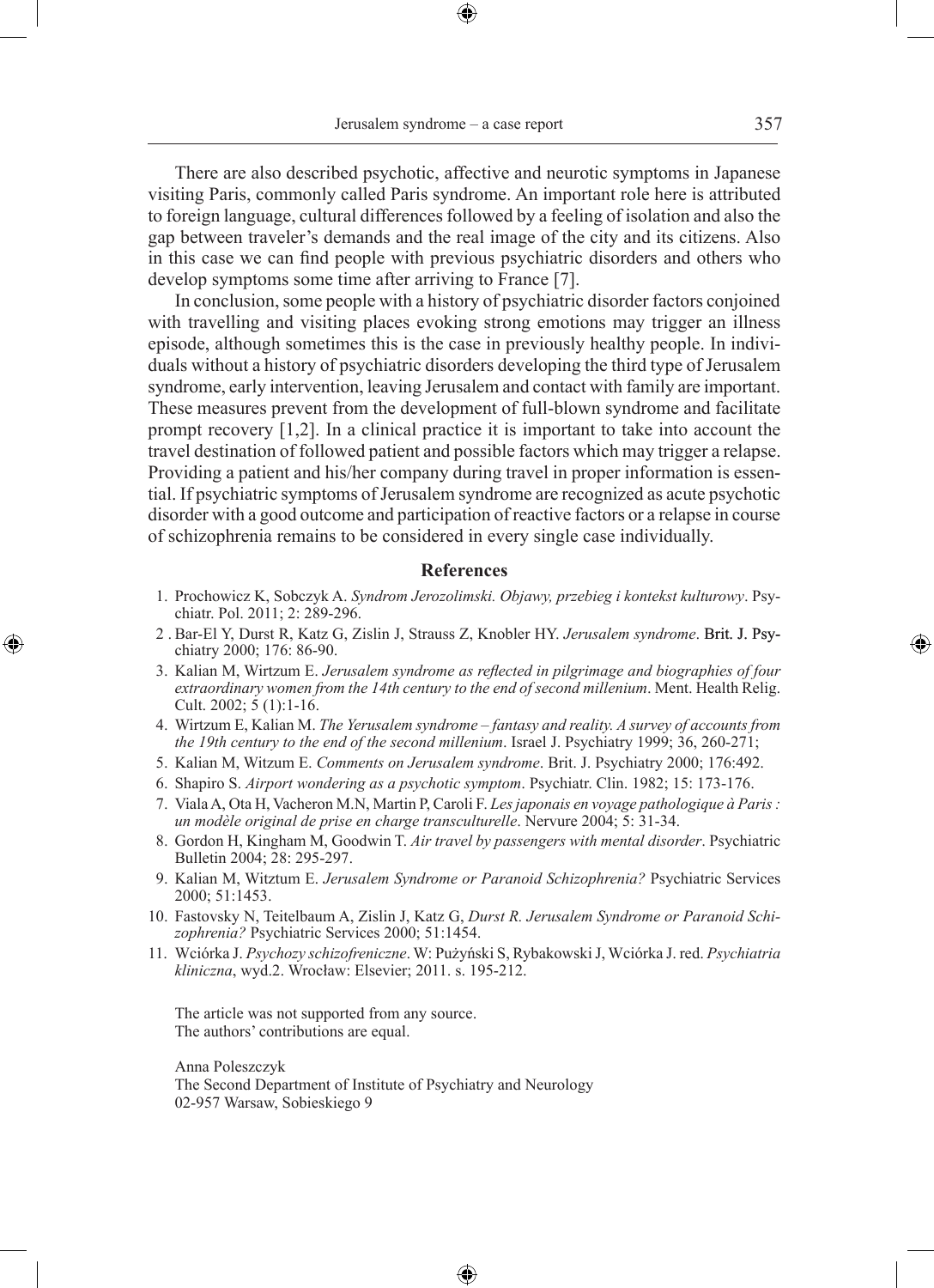There are also described psychotic, affective and neurotic symptoms in Japanese visiting Paris, commonly called Paris syndrome. An important role here is attributed to foreign language, cultural differences followed by a feeling of isolation and also the gap between traveler's demands and the real image of the city and its citizens. Also in this case we can find people with previous psychiatric disorders and others who develop symptoms some time after arriving to France [7].

In conclusion, some people with a history of psychiatric disorder factors conjoined with travelling and visiting places evoking strong emotions may trigger an illness episode, although sometimes this is the case in previously healthy people. In individuals without a history of psychiatric disorders developing the third type of Jerusalem syndrome, early intervention, leaving Jerusalem and contact with family are important. These measures prevent from the development of full-blown syndrome and facilitate prompt recovery [1,2]. In a clinical practice it is important to take into account the travel destination of followed patient and possible factors which may trigger a relapse. Providing a patient and his/her company during travel in proper information is essential. If psychiatric symptoms of Jerusalem syndrome are recognized as acute psychotic disorder with a good outcome and participation of reactive factors or a relapse in course of schizophrenia remains to be considered in every single case individually.

## References

1. Prochowicz K, Sobczyk A. *Syndrom Jerozolimski. Objawy, przebieg i kontekst kulturowy*. Psychiatr. Pol. 2011; 2: 289-296.
2. Bar-El Y, Durst R, Katz G, Zislin J, Strauss Z, Knobler HY. *Jerusalem syndrome*. Brit. J. Psychiatry 2000; 176: 86-90.
3. Kalian M, Wirtzum E. *Jerusalem syndrome as reflected in pilgrimage and biographies of four extraordinary women from the 14th century to the end of second millenium*. Ment. Health Relig. Cult. 2002; 5 (1):1-16.
4. Wirtzum E, Kalian M. *The Yerusalem syndrome – fantasy and reality. A survey of accounts from the 19th century to the end of the second millenium*. Israel J. Psychiatry 1999; 36, 260-271;
5. Kalian M, Witzum E. *Comments on Jerusalem syndrome*. Brit. J. Psychiatry 2000; 176:492.
6. Shapiro S. *Airport wondering as a psychotic symptom*. Psychiatr. Clin. 1982; 15: 173-176.
7. Viala A, Ota H, Vacheron M.N, Martin P, Caroli F. *Les japonais en voyage pathologique à Paris : un modèle original de prise en charge transculturelle*. Nervure 2004; 5: 31-34.
8. Gordon H, Kingham M, Goodwin T. *Air travel by passengers with mental disorder*. Psychiatric Bulletin 2004; 28: 295-297.
9. Kalian M, Witztum E. *Jerusalem Syndrome or Paranoid Schizophrenia?* Psychiatric Services 2000; 51:1453.
10. Fastovsky N, Teitelbaum A, Zislin J, Katz G, *Durst R. Jerusalem Syndrome or Paranoid Schizophrenia?* Psychiatric Services 2000; 51:1454.
11. Wciórka J. *Psychozy schizofreniczne*. W: Pużyński S, Rybakowski J, Wciórka J. red. *Psychiatria kliniczna*, wyd.2. Wrocław: Elsevier; 2011. s. 195-212.

The article was not supported from any source.
The authors' contributions are equal.

Anna Poleszczyk
The Second Department of Institute of Psychiatry and Neurology
02-957 Warsaw, Sobieskiego 9